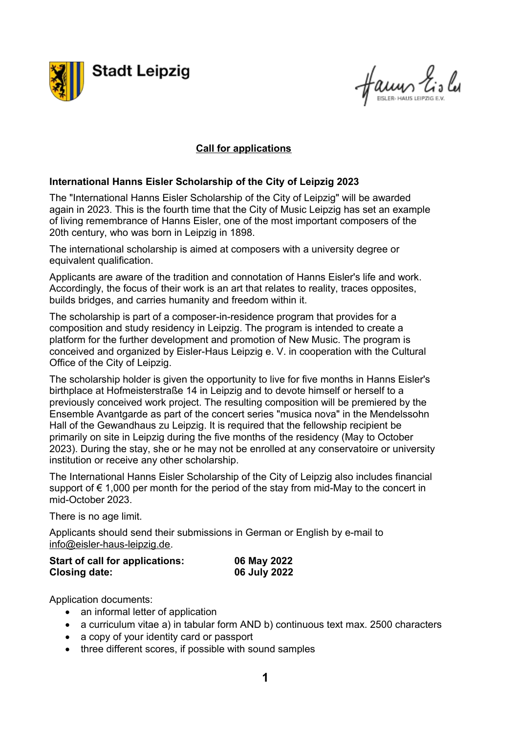Stadt Leipzig

EISLER-HAUS LEIPZIG E.V.

**Call for applications**

### International Hanns Eisler Scholarship of the City of Leipzig 2023

The "International Hanns Eisler Scholarship of the City of Leipzig" will be awarded again in 2023. This is the fourth time that the City of Music Leipzig has set an example of living remembrance of Hanns Eisler, one of the most important composers of the 20th century, who was born in Leipzig in 1898.

The international scholarship is aimed at composers with a university degree or equivalent qualification.

Applicants are aware of the tradition and connotation of Hanns Eisler's life and work. Accordingly, the focus of their work is an art that relates to reality, traces opposites, builds bridges, and carries humanity and freedom within it.

The scholarship is part of a composer-in-residence program that provides for a composition and study residency in Leipzig. The program is intended to create a platform for the further development and promotion of New Music. The program is conceived and organized by Eisler-Haus Leipzig e. V. in cooperation with the Cultural Office of the City of Leipzig.

The scholarship holder is given the opportunity to live for five months in Hanns Eisler's birthplace at Hofmeisterstraße 14 in Leipzig and to devote himself or herself to a previously conceived work project. The resulting composition will be premiered by the Ensemble Avantgarde as part of the concert series "musica nova" in the Mendelssohn Hall of the Gewandhaus zu Leipzig. It is required that the fellowship recipient be primarily on site in Leipzig during the five months of the residency (May to October 2023). During the stay, she or he may not be enrolled at any conservatoire or university institution or receive any other scholarship.

The International Hanns Eisler Scholarship of the City of Leipzig also includes financial support of € 1,000 per month for the period of the stay from mid-May to the concert in mid-October 2023.

There is no age limit.

Applicants should send their submissions in German or English by e-mail to info@eisler-haus-leipzig.de.

| **Start of call for applications:** | **06 May 2022** |
|---|---|
| **Closing date:** | **06 July 2022** |

Application documents:

- an informal letter of application
- a curriculum vitae a) in tabular form AND b) continuous text max. 2500 characters
- a copy of your identity card or passport
- three different scores, if possible with sound samples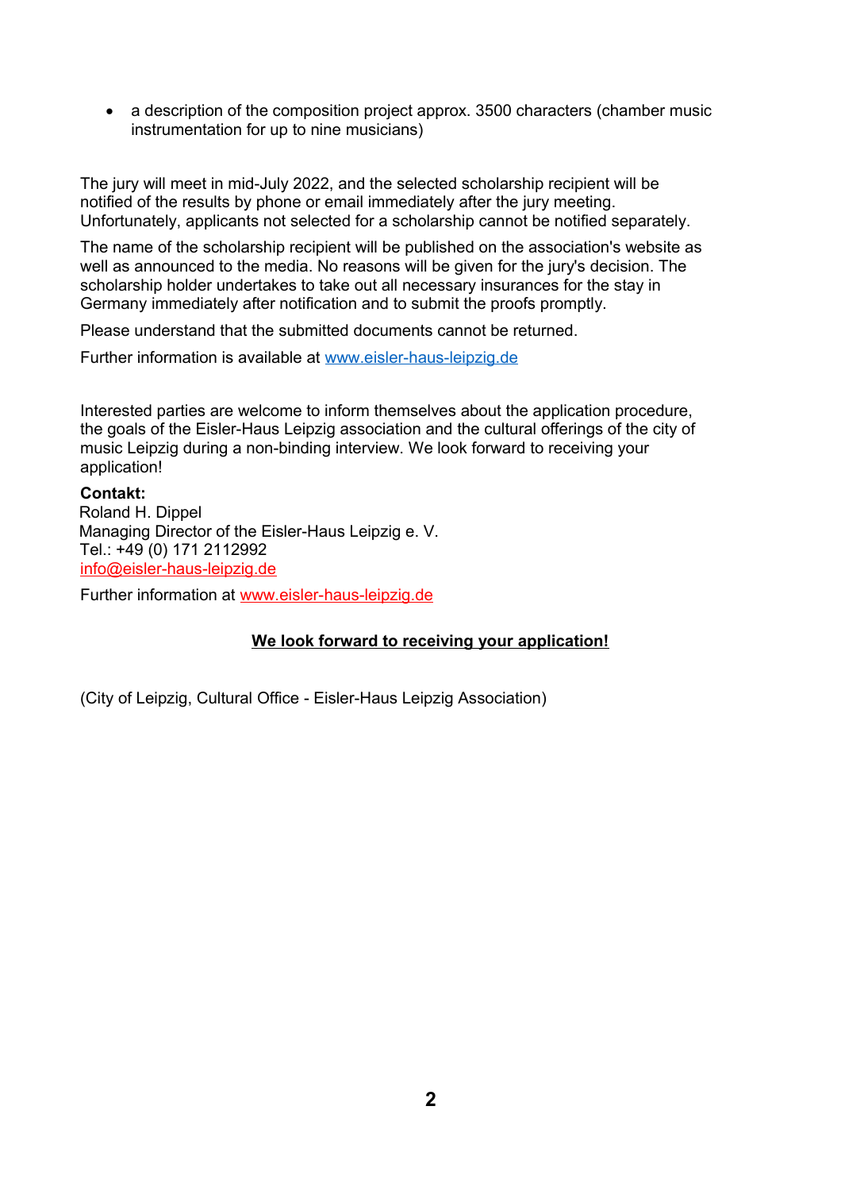- a description of the composition project approx. 3500 characters (chamber music instrumentation for up to nine musicians)

The jury will meet in mid-July 2022, and the selected scholarship recipient will be notified of the results by phone or email immediately after the jury meeting. Unfortunately, applicants not selected for a scholarship cannot be notified separately.

The name of the scholarship recipient will be published on the association's website as well as announced to the media. No reasons will be given for the jury's decision. The scholarship holder undertakes to take out all necessary insurances for the stay in Germany immediately after notification and to submit the proofs promptly.

Please understand that the submitted documents cannot be returned.

Further information is available at www.eisler-haus-leipzig.de

Interested parties are welcome to inform themselves about the application procedure, the goals of the Eisler-Haus Leipzig association and the cultural offerings of the city of music Leipzig during a non-binding interview. We look forward to receiving your application!

**Contakt:**
Roland H. Dippel
Managing Director of the Eisler-Haus Leipzig e. V.
Tel.: +49 (0) 171 2112992
info@eisler-haus-leipzig.de

Further information at www.eisler-haus-leipzig.de

**We look forward to receiving your application!**

(City of Leipzig, Cultural Office - Eisler-Haus Leipzig Association)